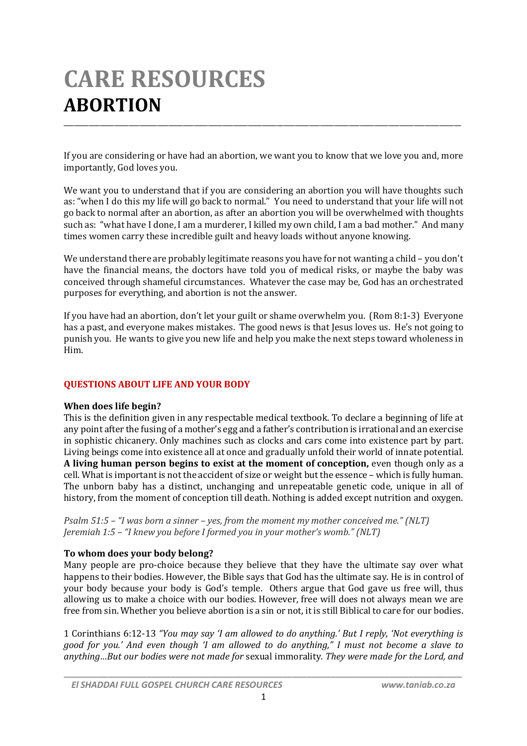# CARE RESOURCES
# ABORTION

If you are considering or have had an abortion, we want you to know that we love you and, more importantly, God loves you.

We want you to understand that if you are considering an abortion you will have thoughts such as: "when I do this my life will go back to normal." You need to understand that your life will not go back to normal after an abortion, as after an abortion you will be overwhelmed with thoughts such as: "what have I done, I am a murderer, I killed my own child, I am a bad mother." And many times women carry these incredible guilt and heavy loads without anyone knowing.

We understand there are probably legitimate reasons you have for not wanting a child – you don't have the financial means, the doctors have told you of medical risks, or maybe the baby was conceived through shameful circumstances. Whatever the case may be, God has an orchestrated purposes for everything, and abortion is not the answer.

If you have had an abortion, don't let your guilt or shame overwhelm you. (Rom 8:1-3) Everyone has a past, and everyone makes mistakes. The good news is that Jesus loves us. He's not going to punish you. He wants to give you new life and help you make the next steps toward wholeness in Him.

## QUESTIONS ABOUT LIFE AND YOUR BODY

### When does life begin?

This is the definition given in any respectable medical textbook. To declare a beginning of life at any point after the fusing of a mother's egg and a father's contribution is irrational and an exercise in sophistic chicanery. Only machines such as clocks and cars come into existence part by part. Living beings come into existence all at once and gradually unfold their world of innate potential. **A living human person begins to exist at the moment of conception,** even though only as a cell. What is important is not the accident of size or weight but the essence – which is fully human. The unborn baby has a distinct, unchanging and unrepeatable genetic code, unique in all of history, from the moment of conception till death. Nothing is added except nutrition and oxygen.

*Psalm 51:5 – "I was born a sinner – yes, from the moment my mother conceived me." (NLT)*
*Jeremiah 1:5 – "I knew you before I formed you in your mother's womb." (NLT)*

### To whom does your body belong?

Many people are pro-choice because they believe that they have the ultimate say over what happens to their bodies. However, the Bible says that God has the ultimate say. He is in control of your body because your body is God's temple. Others argue that God gave us free will, thus allowing us to make a choice with our bodies. However, free will does not always mean we are free from sin. Whether you believe abortion is a sin or not, it is still Biblical to care for our bodies.

1 Corinthians 6:12-13 *"You may say 'I am allowed to do anything.' But I reply, 'Not everything is good for you.' And even though 'I am allowed to do anything," I must not become a slave to anything…But our bodies were not made for* sexual immorality*. They were made for the Lord, and*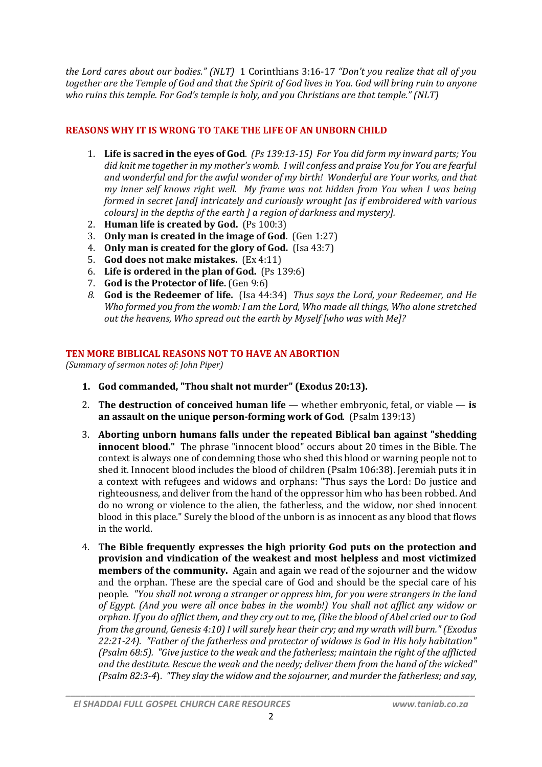*the Lord cares about our bodies." (NLT)* 1 Corinthians 3:16-17 *"Don't you realize that all of you together are the Temple of God and that the Spirit of God lives in You. God will bring ruin to anyone who ruins this temple. For God's temple is holy, and you Christians are that temple." (NLT)*

## REASONS WHY IT IS WRONG TO TAKE THE LIFE OF AN UNBORN CHILD

1. **Life is sacred in the eyes of God**. *(Ps 139:13-15) For You did form my inward parts; You did knit me together in my mother's womb. I will confess and praise You for You are fearful and wonderful and for the awful wonder of my birth! Wonderful are Your works, and that my inner self knows right well. My frame was not hidden from You when I was being formed in secret [and] intricately and curiously wrought [as if embroidered with various colours] in the depths of the earth ] a region of darkness and mystery].*
2. **Human life is created by God.** (Ps 100:3)
3. **Only man is created in the image of God.** (Gen 1:27)
4. **Only man is created for the glory of God.** (Isa 43:7)
5. **God does not make mistakes.** (Ex 4:11)
6. **Life is ordered in the plan of God.** (Ps 139:6)
7. **God is the Protector of life.** (Gen 9:6)
8. **God is the Redeemer of life.** (Isa 44:34) *Thus says the Lord, your Redeemer, and He Who formed you from the womb: I am the Lord, Who made all things, Who alone stretched out the heavens, Who spread out the earth by Myself [who was with Me]?*

## TEN MORE BIBLICAL REASONS NOT TO HAVE AN ABORTION

*(Summary of sermon notes of: John Piper)*

1. **God commanded, "Thou shalt not murder" (Exodus 20:13).**
2. **The destruction of conceived human life** — whether embryonic, fetal, or viable — **is an assault on the unique person-forming work of God**. (Psalm 139:13)
3. **Aborting unborn humans falls under the repeated Biblical ban against "shedding innocent blood."** The phrase "innocent blood" occurs about 20 times in the Bible. The context is always one of condemning those who shed this blood or warning people not to shed it. Innocent blood includes the blood of children (Psalm 106:38). Jeremiah puts it in a context with refugees and widows and orphans: "Thus says the Lord: Do justice and righteousness, and deliver from the hand of the oppressor him who has been robbed. And do no wrong or violence to the alien, the fatherless, and the widow, nor shed innocent blood in this place." Surely the blood of the unborn is as innocent as any blood that flows in the world.
4. **The Bible frequently expresses the high priority God puts on the protection and provision and vindication of the weakest and most helpless and most victimized members of the community.** Again and again we read of the sojourner and the widow and the orphan. These are the special care of God and should be the special care of his people. *"You shall not wrong a stranger or oppress him, for you were strangers in the land of Egypt. (And you were all once babes in the womb!) You shall not afflict any widow or orphan. If you do afflict them, and they cry out to me, (like the blood of Abel cried our to God from the ground, Genesis 4:10) I will surely hear their cry; and my wrath will burn." (Exodus 22:21-24). "Father of the fatherless and protector of widows is God in His holy habitation" (Psalm 68:5). "Give justice to the weak and the fatherless; maintain the right of the afflicted and the destitute. Rescue the weak and the needy; deliver them from the hand of the wicked" (Psalm 82:3-4*). *"They slay the widow and the sojourner, and murder the fatherless; and say,*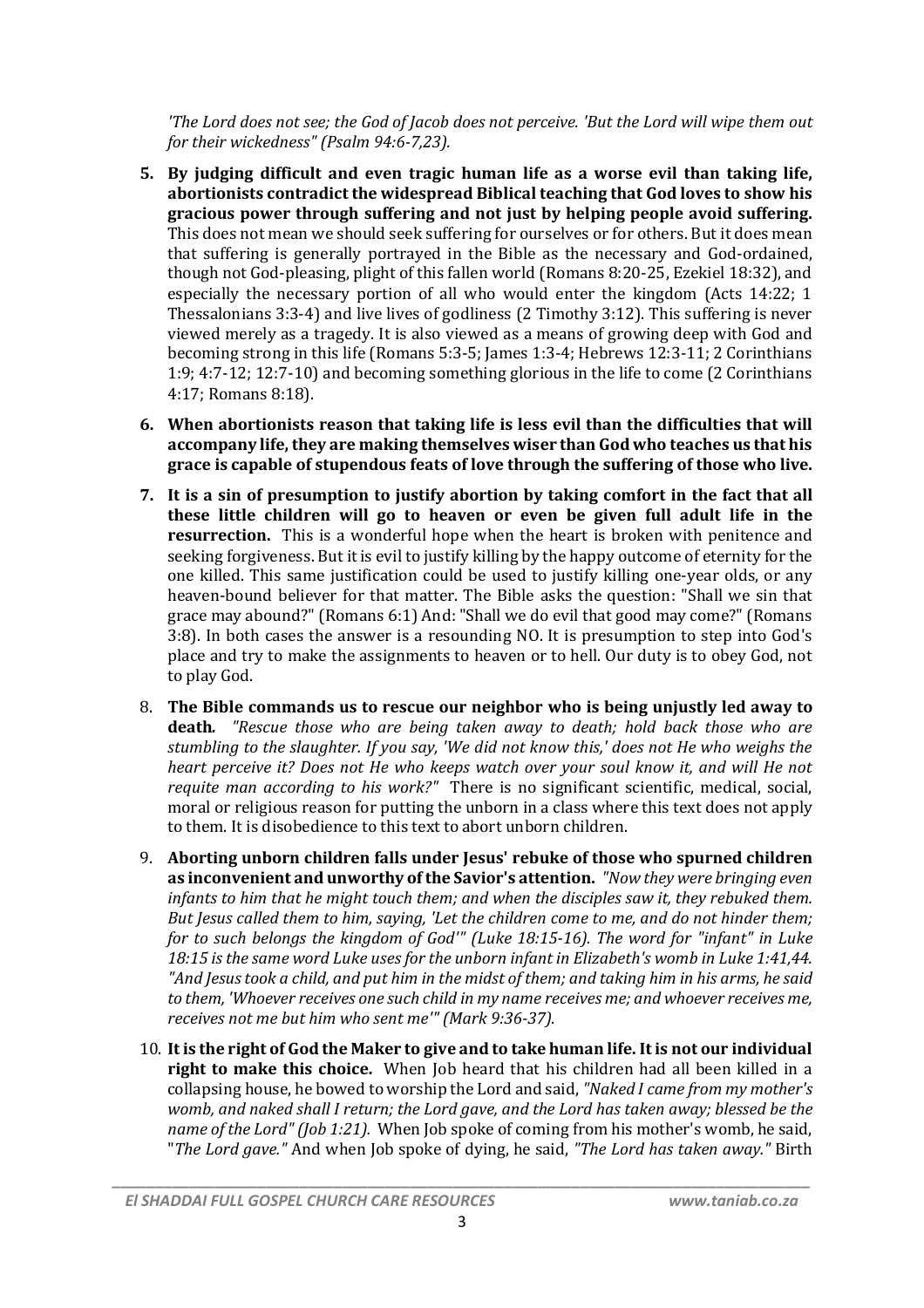*'The Lord does not see; the God of Jacob does not perceive. 'But the Lord will wipe them out for their wickedness" (Psalm 94:6-7,23).*

5. **By judging difficult and even tragic human life as a worse evil than taking life, abortionists contradict the widespread Biblical teaching that God loves to show his gracious power through suffering and not just by helping people avoid suffering.** This does not mean we should seek suffering for ourselves or for others. But it does mean that suffering is generally portrayed in the Bible as the necessary and God-ordained, though not God-pleasing, plight of this fallen world (Romans 8:20-25, Ezekiel 18:32), and especially the necessary portion of all who would enter the kingdom (Acts 14:22; 1 Thessalonians 3:3-4) and live lives of godliness (2 Timothy 3:12). This suffering is never viewed merely as a tragedy. It is also viewed as a means of growing deep with God and becoming strong in this life (Romans 5:3-5; James 1:3-4; Hebrews 12:3-11; 2 Corinthians 1:9; 4:7-12; 12:7-10) and becoming something glorious in the life to come (2 Corinthians 4:17; Romans 8:18).
6. **When abortionists reason that taking life is less evil than the difficulties that will accompany life, they are making themselves wiser than God who teaches us that his grace is capable of stupendous feats of love through the suffering of those who live.**
7. **It is a sin of presumption to justify abortion by taking comfort in the fact that all these little children will go to heaven or even be given full adult life in the resurrection.** This is a wonderful hope when the heart is broken with penitence and seeking forgiveness. But it is evil to justify killing by the happy outcome of eternity for the one killed. This same justification could be used to justify killing one-year olds, or any heaven-bound believer for that matter. The Bible asks the question: "Shall we sin that grace may abound?" (Romans 6:1) And: "Shall we do evil that good may come?" (Romans 3:8). In both cases the answer is a resounding NO. It is presumption to step into God's place and try to make the assignments to heaven or to hell. Our duty is to obey God, not to play God.
8. **The Bible commands us to rescue our neighbor who is being unjustly led away to death.** *"Rescue those who are being taken away to death; hold back those who are stumbling to the slaughter. If you say, 'We did not know this,' does not He who weighs the heart perceive it? Does not He who keeps watch over your soul know it, and will He not requite man according to his work?"* There is no significant scientific, medical, social, moral or religious reason for putting the unborn in a class where this text does not apply to them. It is disobedience to this text to abort unborn children.
9. **Aborting unborn children falls under Jesus' rebuke of those who spurned children as inconvenient and unworthy of the Savior's attention.** *"Now they were bringing even infants to him that he might touch them; and when the disciples saw it, they rebuked them. But Jesus called them to him, saying, 'Let the children come to me, and do not hinder them; for to such belongs the kingdom of God'" (Luke 18:15-16). The word for "infant" in Luke 18:15 is the same word Luke uses for the unborn infant in Elizabeth's womb in Luke 1:41,44. "And Jesus took a child, and put him in the midst of them; and taking him in his arms, he said to them, 'Whoever receives one such child in my name receives me; and whoever receives me, receives not me but him who sent me'" (Mark 9:36-37).*
10. **It is the right of God the Maker to give and to take human life. It is not our individual right to make this choice.** When Job heard that his children had all been killed in a collapsing house, he bowed to worship the Lord and said, *"Naked I came from my mother's womb, and naked shall I return; the Lord gave, and the Lord has taken away; blessed be the name of the Lord" (Job 1:21).* When Job spoke of coming from his mother's womb, he said, "*The Lord gave."* And when Job spoke of dying, he said, *"The Lord has taken away."* Birth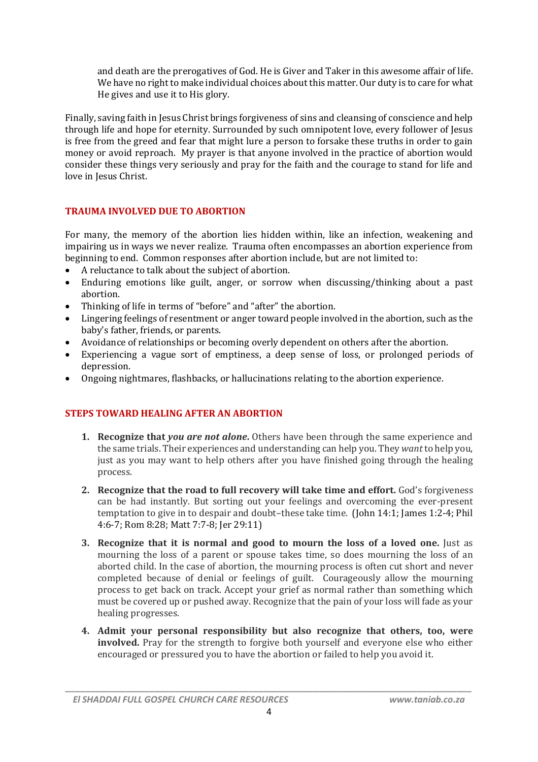and death are the prerogatives of God. He is Giver and Taker in this awesome affair of life. We have no right to make individual choices about this matter. Our duty is to care for what He gives and use it to His glory.

Finally, saving faith in Jesus Christ brings forgiveness of sins and cleansing of conscience and help through life and hope for eternity. Surrounded by such omnipotent love, every follower of Jesus is free from the greed and fear that might lure a person to forsake these truths in order to gain money or avoid reproach. My prayer is that anyone involved in the practice of abortion would consider these things very seriously and pray for the faith and the courage to stand for life and love in Jesus Christ.

## TRAUMA INVOLVED DUE TO ABORTION

For many, the memory of the abortion lies hidden within, like an infection, weakening and impairing us in ways we never realize. Trauma often encompasses an abortion experience from beginning to end. Common responses after abortion include, but are not limited to:

- A reluctance to talk about the subject of abortion.
- Enduring emotions like guilt, anger, or sorrow when discussing/thinking about a past abortion.
- Thinking of life in terms of "before" and "after" the abortion.
- Lingering feelings of resentment or anger toward people involved in the abortion, such as the baby's father, friends, or parents.
- Avoidance of relationships or becoming overly dependent on others after the abortion.
- Experiencing a vague sort of emptiness, a deep sense of loss, or prolonged periods of depression.
- Ongoing nightmares, flashbacks, or hallucinations relating to the abortion experience.

## STEPS TOWARD HEALING AFTER AN ABORTION

1. **Recognize that *you are not alone.*** Others have been through the same experience and the same trials. Their experiences and understanding can help you. They *want* to help you, just as you may want to help others after you have finished going through the healing process.

2. **Recognize that the road to full recovery will take time and effort.** God's forgiveness can be had instantly. But sorting out your feelings and overcoming the ever-present temptation to give in to despair and doubt–these take time. (John 14:1; James 1:2-4; Phil 4:6-7; Rom 8:28; Matt 7:7-8; Jer 29:11)

3. **Recognize that it is normal and good to mourn the loss of a loved one.** Just as mourning the loss of a parent or spouse takes time, so does mourning the loss of an aborted child. In the case of abortion, the mourning process is often cut short and never completed because of denial or feelings of guilt. Courageously allow the mourning process to get back on track. Accept your grief as normal rather than something which must be covered up or pushed away. Recognize that the pain of your loss will fade as your healing progresses.

4. **Admit your personal responsibility but also recognize that others, too, were involved.** Pray for the strength to forgive both yourself and everyone else who either encouraged or pressured you to have the abortion or failed to help you avoid it.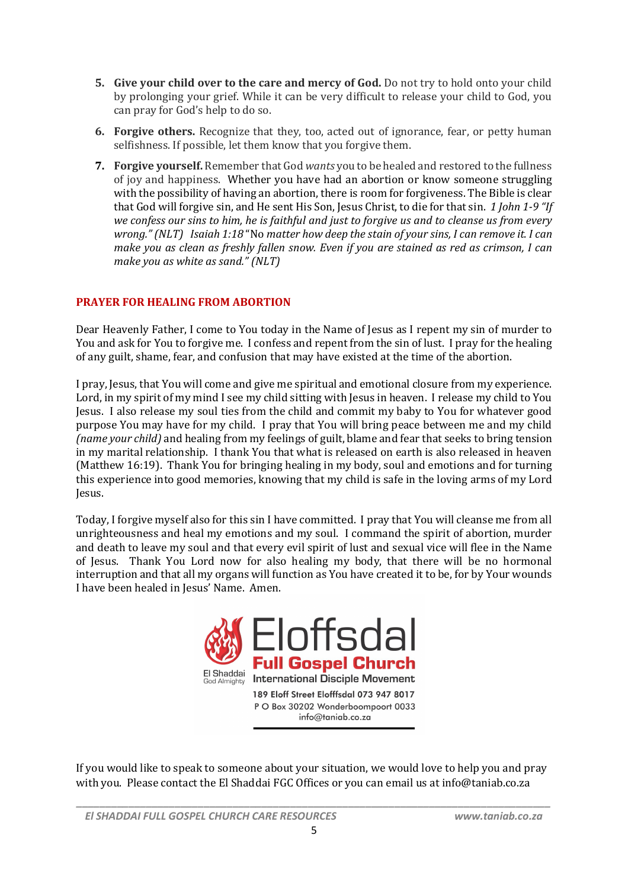5. **Give your child over to the care and mercy of God.** Do not try to hold onto your child by prolonging your grief. While it can be very difficult to release your child to God, you can pray for God's help to do so.

6. **Forgive others.** Recognize that they, too, acted out of ignorance, fear, or petty human selfishness. If possible, let them know that you forgive them.

7. **Forgive yourself.** Remember that God *wants* you to be healed and restored to the fullness of joy and happiness. Whether you have had an abortion or know someone struggling with the possibility of having an abortion, there is room for forgiveness. The Bible is clear that God will forgive sin, and He sent His Son, Jesus Christ, to die for that sin. *1 John 1-9 "If we confess our sins to him, he is faithful and just to forgive us and to cleanse us from every wrong." (NLT) Isaiah 1:18* "No *matter how deep the stain of your sins, I can remove it. I can make you as clean as freshly fallen snow. Even if you are stained as red as crimson, I can make you as white as sand." (NLT)*

## PRAYER FOR HEALING FROM ABORTION

Dear Heavenly Father, I come to You today in the Name of Jesus as I repent my sin of murder to You and ask for You to forgive me. I confess and repent from the sin of lust. I pray for the healing of any guilt, shame, fear, and confusion that may have existed at the time of the abortion.

I pray, Jesus, that You will come and give me spiritual and emotional closure from my experience. Lord, in my spirit of my mind I see my child sitting with Jesus in heaven. I release my child to You Jesus. I also release my soul ties from the child and commit my baby to You for whatever good purpose You may have for my child. I pray that You will bring peace between me and my child *(name your child)* and healing from my feelings of guilt, blame and fear that seeks to bring tension in my marital relationship. I thank You that what is released on earth is also released in heaven (Matthew 16:19). Thank You for bringing healing in my body, soul and emotions and for turning this experience into good memories, knowing that my child is safe in the loving arms of my Lord Jesus.

Today, I forgive myself also for this sin I have committed. I pray that You will cleanse me from all unrighteousness and heal my emotions and my soul. I command the spirit of abortion, murder and death to leave my soul and that every evil spirit of lust and sexual vice will flee in the Name of Jesus. Thank You Lord now for also healing my body, that there will be no hormonal interruption and that all my organs will function as You have created it to be, for by Your wounds I have been healed in Jesus' Name. Amen.

El Shaddai
God Almighty

Eloffsdal
**Full Gospel Church**
**International Disciple Movement**

189 Eloff Street Elofffsdal 073 947 8017
P O Box 30202 Wonderboompoort 0033
info@taniab.co.za

If you would like to speak to someone about your situation, we would love to help you and pray with you. Please contact the El Shaddai FGC Offices or you can email us at info@taniab.co.za